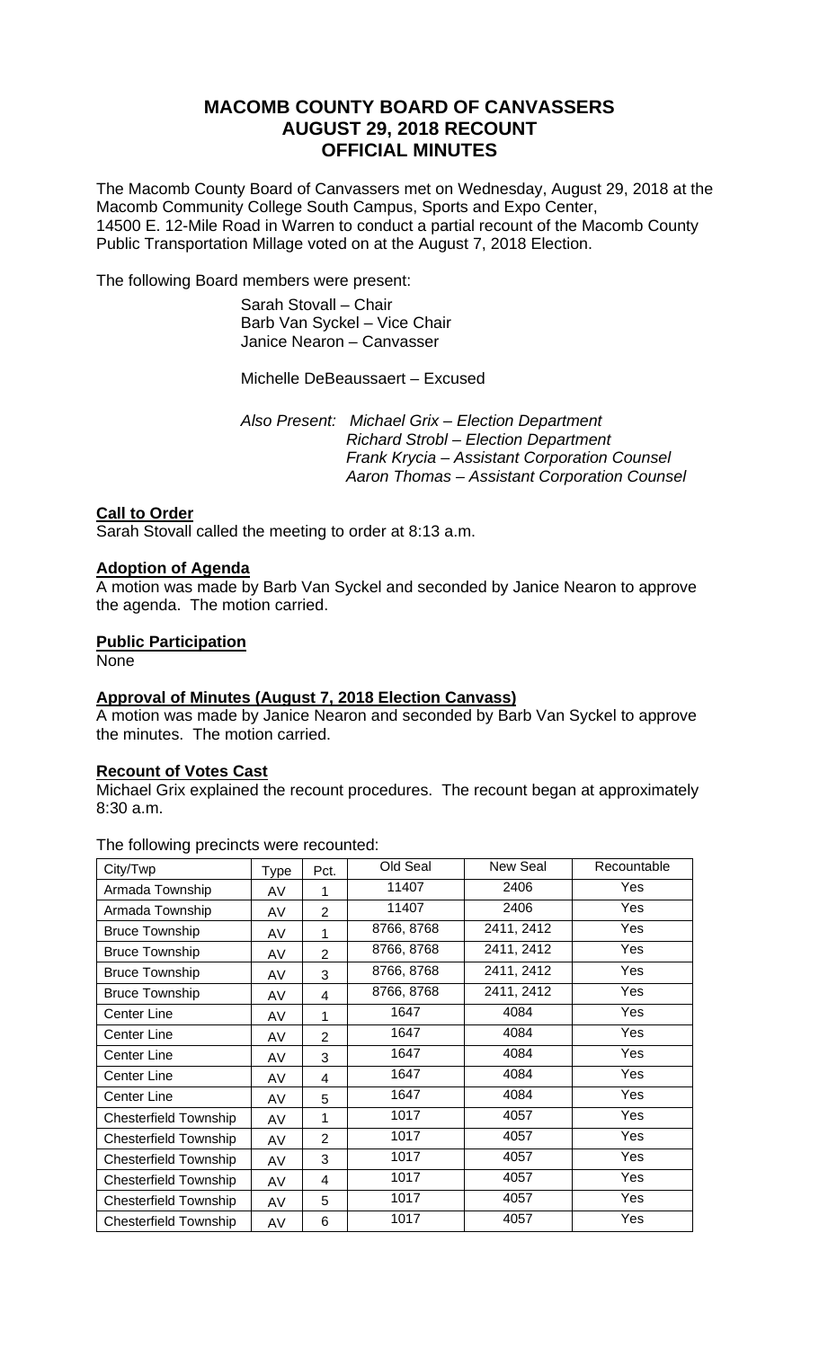# MACOMB COUNTY BOARD OF CANVASSERS
## AUGUST 29, 2018 RECOUNT
## OFFICIAL MINUTES

The Macomb County Board of Canvassers met on Wednesday, August 29, 2018 at the Macomb Community College South Campus, Sports and Expo Center, 14500 E. 12-Mile Road in Warren to conduct a partial recount of the Macomb County Public Transportation Millage voted on at the August 7, 2018 Election.

The following Board members were present:

Sarah Stovall – Chair
Barb Van Syckel – Vice Chair
Janice Nearon – Canvasser

Michelle DeBeaussaert – Excused

*Also Present: Michael Grix – Election Department*
*Richard Strobl – Election Department*
*Frank Krycia – Assistant Corporation Counsel*
*Aaron Thomas – Assistant Corporation Counsel*

**Call to Order**

Sarah Stovall called the meeting to order at 8:13 a.m.

**Adoption of Agenda**

A motion was made by Barb Van Syckel and seconded by Janice Nearon to approve the agenda. The motion carried.

**Public Participation**

None

**Approval of Minutes (August 7, 2018 Election Canvass)**

A motion was made by Janice Nearon and seconded by Barb Van Syckel to approve the minutes. The motion carried.

**Recount of Votes Cast**

Michael Grix explained the recount procedures. The recount began at approximately 8:30 a.m.

The following precincts were recounted:

| City/Twp | Type | Pct. | Old Seal | New Seal | Recountable |
|---|---|---|---|---|---|
| Armada Township | AV | 1 | 11407 | 2406 | Yes |
| Armada Township | AV | 2 | 11407 | 2406 | Yes |
| Bruce Township | AV | 1 | 8766, 8768 | 2411, 2412 | Yes |
| Bruce Township | AV | 2 | 8766, 8768 | 2411, 2412 | Yes |
| Bruce Township | AV | 3 | 8766, 8768 | 2411, 2412 | Yes |
| Bruce Township | AV | 4 | 8766, 8768 | 2411, 2412 | Yes |
| Center Line | AV | 1 | 1647 | 4084 | Yes |
| Center Line | AV | 2 | 1647 | 4084 | Yes |
| Center Line | AV | 3 | 1647 | 4084 | Yes |
| Center Line | AV | 4 | 1647 | 4084 | Yes |
| Center Line | AV | 5 | 1647 | 4084 | Yes |
| Chesterfield Township | AV | 1 | 1017 | 4057 | Yes |
| Chesterfield Township | AV | 2 | 1017 | 4057 | Yes |
| Chesterfield Township | AV | 3 | 1017 | 4057 | Yes |
| Chesterfield Township | AV | 4 | 1017 | 4057 | Yes |
| Chesterfield Township | AV | 5 | 1017 | 4057 | Yes |
| Chesterfield Township | AV | 6 | 1017 | 4057 | Yes |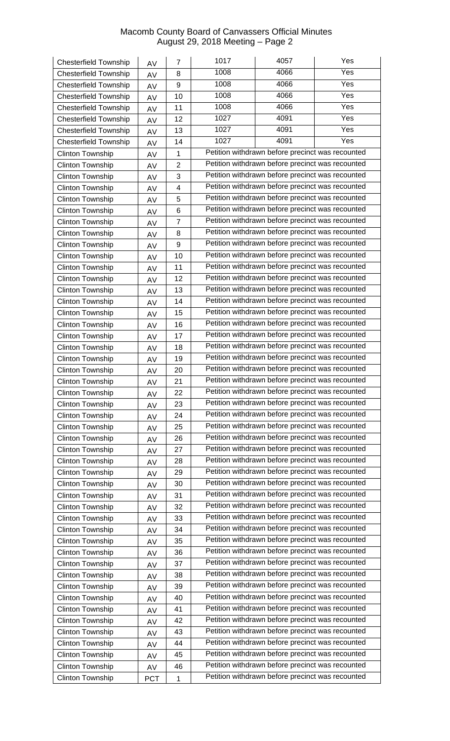| | | | | | |
|---|---|---|---|---|---|
| Chesterfield Township | AV | 7 | 1017 | 4057 | Yes |
| Chesterfield Township | AV | 8 | 1008 | 4066 | Yes |
| Chesterfield Township | AV | 9 | 1008 | 4066 | Yes |
| Chesterfield Township | AV | 10 | 1008 | 4066 | Yes |
| Chesterfield Township | AV | 11 | 1008 | 4066 | Yes |
| Chesterfield Township | AV | 12 | 1027 | 4091 | Yes |
| Chesterfield Township | AV | 13 | 1027 | 4091 | Yes |
| Chesterfield Township | AV | 14 | 1027 | 4091 | Yes |
| Clinton Township | AV | 1 | Petition withdrawn before precinct was recounted | | |
| Clinton Township | AV | 2 | Petition withdrawn before precinct was recounted | | |
| Clinton Township | AV | 3 | Petition withdrawn before precinct was recounted | | |
| Clinton Township | AV | 4 | Petition withdrawn before precinct was recounted | | |
| Clinton Township | AV | 5 | Petition withdrawn before precinct was recounted | | |
| Clinton Township | AV | 6 | Petition withdrawn before precinct was recounted | | |
| Clinton Township | AV | 7 | Petition withdrawn before precinct was recounted | | |
| Clinton Township | AV | 8 | Petition withdrawn before precinct was recounted | | |
| Clinton Township | AV | 9 | Petition withdrawn before precinct was recounted | | |
| Clinton Township | AV | 10 | Petition withdrawn before precinct was recounted | | |
| Clinton Township | AV | 11 | Petition withdrawn before precinct was recounted | | |
| Clinton Township | AV | 12 | Petition withdrawn before precinct was recounted | | |
| Clinton Township | AV | 13 | Petition withdrawn before precinct was recounted | | |
| Clinton Township | AV | 14 | Petition withdrawn before precinct was recounted | | |
| Clinton Township | AV | 15 | Petition withdrawn before precinct was recounted | | |
| Clinton Township | AV | 16 | Petition withdrawn before precinct was recounted | | |
| Clinton Township | AV | 17 | Petition withdrawn before precinct was recounted | | |
| Clinton Township | AV | 18 | Petition withdrawn before precinct was recounted | | |
| Clinton Township | AV | 19 | Petition withdrawn before precinct was recounted | | |
| Clinton Township | AV | 20 | Petition withdrawn before precinct was recounted | | |
| Clinton Township | AV | 21 | Petition withdrawn before precinct was recounted | | |
| Clinton Township | AV | 22 | Petition withdrawn before precinct was recounted | | |
| Clinton Township | AV | 23 | Petition withdrawn before precinct was recounted | | |
| Clinton Township | AV | 24 | Petition withdrawn before precinct was recounted | | |
| Clinton Township | AV | 25 | Petition withdrawn before precinct was recounted | | |
| Clinton Township | AV | 26 | Petition withdrawn before precinct was recounted | | |
| Clinton Township | AV | 27 | Petition withdrawn before precinct was recounted | | |
| Clinton Township | AV | 28 | Petition withdrawn before precinct was recounted | | |
| Clinton Township | AV | 29 | Petition withdrawn before precinct was recounted | | |
| Clinton Township | AV | 30 | Petition withdrawn before precinct was recounted | | |
| Clinton Township | AV | 31 | Petition withdrawn before precinct was recounted | | |
| Clinton Township | AV | 32 | Petition withdrawn before precinct was recounted | | |
| Clinton Township | AV | 33 | Petition withdrawn before precinct was recounted | | |
| Clinton Township | AV | 34 | Petition withdrawn before precinct was recounted | | |
| Clinton Township | AV | 35 | Petition withdrawn before precinct was recounted | | |
| Clinton Township | AV | 36 | Petition withdrawn before precinct was recounted | | |
| Clinton Township | AV | 37 | Petition withdrawn before precinct was recounted | | |
| Clinton Township | AV | 38 | Petition withdrawn before precinct was recounted | | |
| Clinton Township | AV | 39 | Petition withdrawn before precinct was recounted | | |
| Clinton Township | AV | 40 | Petition withdrawn before precinct was recounted | | |
| Clinton Township | AV | 41 | Petition withdrawn before precinct was recounted | | |
| Clinton Township | AV | 42 | Petition withdrawn before precinct was recounted | | |
| Clinton Township | AV | 43 | Petition withdrawn before precinct was recounted | | |
| Clinton Township | AV | 44 | Petition withdrawn before precinct was recounted | | |
| Clinton Township | AV | 45 | Petition withdrawn before precinct was recounted | | |
| Clinton Township | AV | 46 | Petition withdrawn before precinct was recounted | | |
| Clinton Township | PCT | 1 | Petition withdrawn before precinct was recounted | | |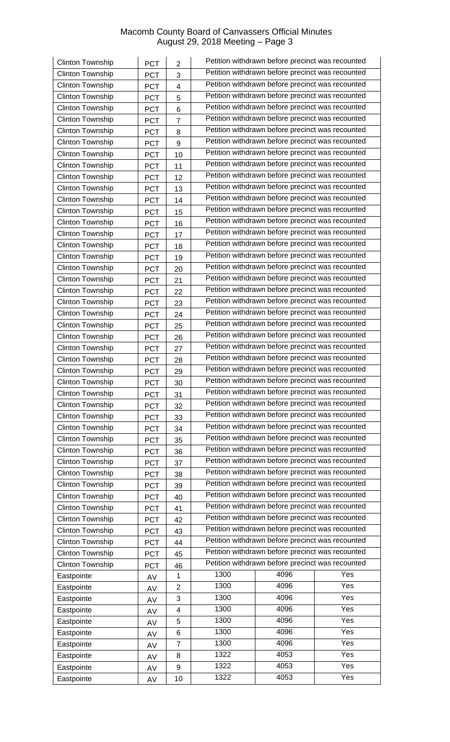| Clinton Township | PCT | 2 | Petition withdrawn before precinct was recounted | | |
|---|---|---|---|---|---|
| Clinton Township | PCT | 3 | Petition withdrawn before precinct was recounted | | |
| Clinton Township | PCT | 4 | Petition withdrawn before precinct was recounted | | |
| Clinton Township | PCT | 5 | Petition withdrawn before precinct was recounted | | |
| Clinton Township | PCT | 6 | Petition withdrawn before precinct was recounted | | |
| Clinton Township | PCT | 7 | Petition withdrawn before precinct was recounted | | |
| Clinton Township | PCT | 8 | Petition withdrawn before precinct was recounted | | |
| Clinton Township | PCT | 9 | Petition withdrawn before precinct was recounted | | |
| Clinton Township | PCT | 10 | Petition withdrawn before precinct was recounted | | |
| Clinton Township | PCT | 11 | Petition withdrawn before precinct was recounted | | |
| Clinton Township | PCT | 12 | Petition withdrawn before precinct was recounted | | |
| Clinton Township | PCT | 13 | Petition withdrawn before precinct was recounted | | |
| Clinton Township | PCT | 14 | Petition withdrawn before precinct was recounted | | |
| Clinton Township | PCT | 15 | Petition withdrawn before precinct was recounted | | |
| Clinton Township | PCT | 16 | Petition withdrawn before precinct was recounted | | |
| Clinton Township | PCT | 17 | Petition withdrawn before precinct was recounted | | |
| Clinton Township | PCT | 18 | Petition withdrawn before precinct was recounted | | |
| Clinton Township | PCT | 19 | Petition withdrawn before precinct was recounted | | |
| Clinton Township | PCT | 20 | Petition withdrawn before precinct was recounted | | |
| Clinton Township | PCT | 21 | Petition withdrawn before precinct was recounted | | |
| Clinton Township | PCT | 22 | Petition withdrawn before precinct was recounted | | |
| Clinton Township | PCT | 23 | Petition withdrawn before precinct was recounted | | |
| Clinton Township | PCT | 24 | Petition withdrawn before precinct was recounted | | |
| Clinton Township | PCT | 25 | Petition withdrawn before precinct was recounted | | |
| Clinton Township | PCT | 26 | Petition withdrawn before precinct was recounted | | |
| Clinton Township | PCT | 27 | Petition withdrawn before precinct was recounted | | |
| Clinton Township | PCT | 28 | Petition withdrawn before precinct was recounted | | |
| Clinton Township | PCT | 29 | Petition withdrawn before precinct was recounted | | |
| Clinton Township | PCT | 30 | Petition withdrawn before precinct was recounted | | |
| Clinton Township | PCT | 31 | Petition withdrawn before precinct was recounted | | |
| Clinton Township | PCT | 32 | Petition withdrawn before precinct was recounted | | |
| Clinton Township | PCT | 33 | Petition withdrawn before precinct was recounted | | |
| Clinton Township | PCT | 34 | Petition withdrawn before precinct was recounted | | |
| Clinton Township | PCT | 35 | Petition withdrawn before precinct was recounted | | |
| Clinton Township | PCT | 36 | Petition withdrawn before precinct was recounted | | |
| Clinton Township | PCT | 37 | Petition withdrawn before precinct was recounted | | |
| Clinton Township | PCT | 38 | Petition withdrawn before precinct was recounted | | |
| Clinton Township | PCT | 39 | Petition withdrawn before precinct was recounted | | |
| Clinton Township | PCT | 40 | Petition withdrawn before precinct was recounted | | |
| Clinton Township | PCT | 41 | Petition withdrawn before precinct was recounted | | |
| Clinton Township | PCT | 42 | Petition withdrawn before precinct was recounted | | |
| Clinton Township | PCT | 43 | Petition withdrawn before precinct was recounted | | |
| Clinton Township | PCT | 44 | Petition withdrawn before precinct was recounted | | |
| Clinton Township | PCT | 45 | Petition withdrawn before precinct was recounted | | |
| Clinton Township | PCT | 46 | Petition withdrawn before precinct was recounted | | |
| Eastpointe | AV | 1 | 1300 | 4096 | Yes |
| Eastpointe | AV | 2 | 1300 | 4096 | Yes |
| Eastpointe | AV | 3 | 1300 | 4096 | Yes |
| Eastpointe | AV | 4 | 1300 | 4096 | Yes |
| Eastpointe | AV | 5 | 1300 | 4096 | Yes |
| Eastpointe | AV | 6 | 1300 | 4096 | Yes |
| Eastpointe | AV | 7 | 1300 | 4096 | Yes |
| Eastpointe | AV | 8 | 1322 | 4053 | Yes |
| Eastpointe | AV | 9 | 1322 | 4053 | Yes |
| Eastpointe | AV | 10 | 1322 | 4053 | Yes |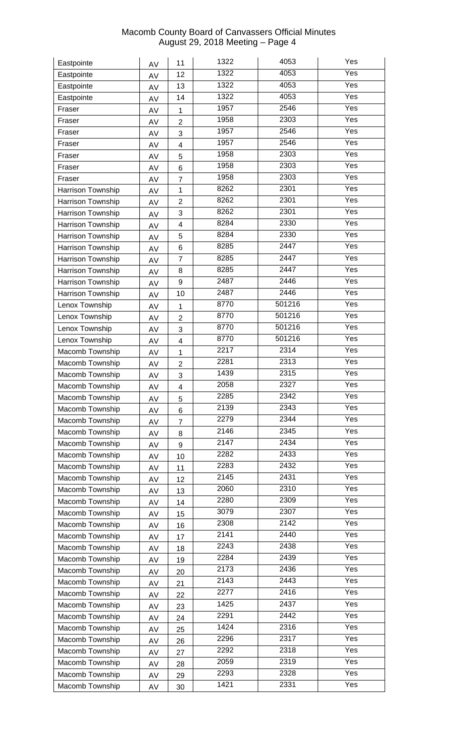| Eastpointe | AV | 11 | 1322 | 4053 | Yes |
|---|---|---|---|---|---|
| Eastpointe | AV | 12 | 1322 | 4053 | Yes |
| Eastpointe | AV | 13 | 1322 | 4053 | Yes |
| Eastpointe | AV | 14 | 1322 | 4053 | Yes |
| Fraser | AV | 1 | 1957 | 2546 | Yes |
| Fraser | AV | 2 | 1958 | 2303 | Yes |
| Fraser | AV | 3 | 1957 | 2546 | Yes |
| Fraser | AV | 4 | 1957 | 2546 | Yes |
| Fraser | AV | 5 | 1958 | 2303 | Yes |
| Fraser | AV | 6 | 1958 | 2303 | Yes |
| Fraser | AV | 7 | 1958 | 2303 | Yes |
| Harrison Township | AV | 1 | 8262 | 2301 | Yes |
| Harrison Township | AV | 2 | 8262 | 2301 | Yes |
| Harrison Township | AV | 3 | 8262 | 2301 | Yes |
| Harrison Township | AV | 4 | 8284 | 2330 | Yes |
| Harrison Township | AV | 5 | 8284 | 2330 | Yes |
| Harrison Township | AV | 6 | 8285 | 2447 | Yes |
| Harrison Township | AV | 7 | 8285 | 2447 | Yes |
| Harrison Township | AV | 8 | 8285 | 2447 | Yes |
| Harrison Township | AV | 9 | 2487 | 2446 | Yes |
| Harrison Township | AV | 10 | 2487 | 2446 | Yes |
| Lenox Township | AV | 1 | 8770 | 501216 | Yes |
| Lenox Township | AV | 2 | 8770 | 501216 | Yes |
| Lenox Township | AV | 3 | 8770 | 501216 | Yes |
| Lenox Township | AV | 4 | 8770 | 501216 | Yes |
| Macomb Township | AV | 1 | 2217 | 2314 | Yes |
| Macomb Township | AV | 2 | 2281 | 2313 | Yes |
| Macomb Township | AV | 3 | 1439 | 2315 | Yes |
| Macomb Township | AV | 4 | 2058 | 2327 | Yes |
| Macomb Township | AV | 5 | 2285 | 2342 | Yes |
| Macomb Township | AV | 6 | 2139 | 2343 | Yes |
| Macomb Township | AV | 7 | 2279 | 2344 | Yes |
| Macomb Township | AV | 8 | 2146 | 2345 | Yes |
| Macomb Township | AV | 9 | 2147 | 2434 | Yes |
| Macomb Township | AV | 10 | 2282 | 2433 | Yes |
| Macomb Township | AV | 11 | 2283 | 2432 | Yes |
| Macomb Township | AV | 12 | 2145 | 2431 | Yes |
| Macomb Township | AV | 13 | 2060 | 2310 | Yes |
| Macomb Township | AV | 14 | 2280 | 2309 | Yes |
| Macomb Township | AV | 15 | 3079 | 2307 | Yes |
| Macomb Township | AV | 16 | 2308 | 2142 | Yes |
| Macomb Township | AV | 17 | 2141 | 2440 | Yes |
| Macomb Township | AV | 18 | 2243 | 2438 | Yes |
| Macomb Township | AV | 19 | 2284 | 2439 | Yes |
| Macomb Township | AV | 20 | 2173 | 2436 | Yes |
| Macomb Township | AV | 21 | 2143 | 2443 | Yes |
| Macomb Township | AV | 22 | 2277 | 2416 | Yes |
| Macomb Township | AV | 23 | 1425 | 2437 | Yes |
| Macomb Township | AV | 24 | 2291 | 2442 | Yes |
| Macomb Township | AV | 25 | 1424 | 2316 | Yes |
| Macomb Township | AV | 26 | 2296 | 2317 | Yes |
| Macomb Township | AV | 27 | 2292 | 2318 | Yes |
| Macomb Township | AV | 28 | 2059 | 2319 | Yes |
| Macomb Township | AV | 29 | 2293 | 2328 | Yes |
| Macomb Township | AV | 30 | 1421 | 2331 | Yes |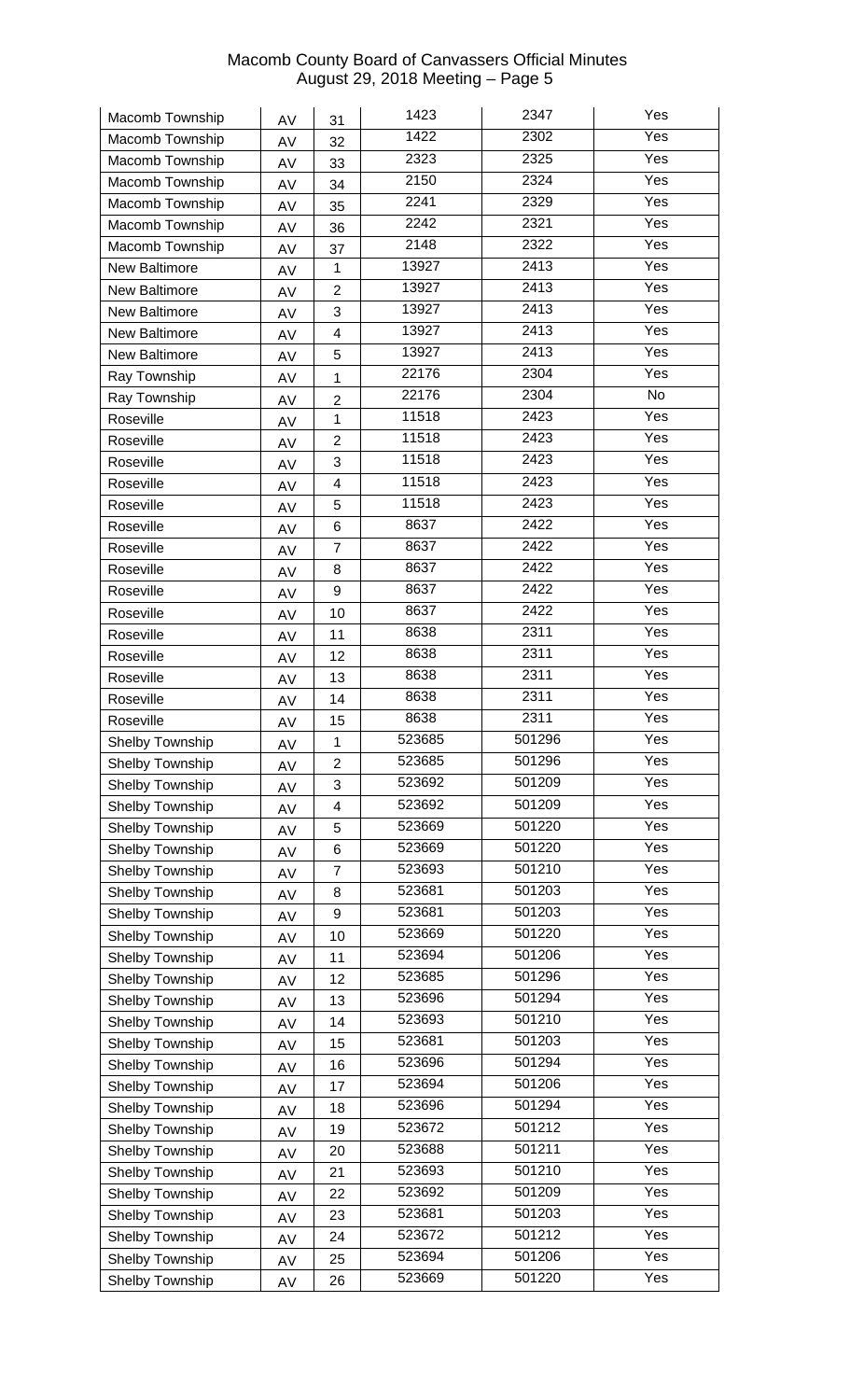| Macomb Township | AV | 31 | 1423 | 2347 | Yes |
|---|---|---|---|---|---|
| Macomb Township | AV | 32 | 1422 | 2302 | Yes |
| Macomb Township | AV | 33 | 2323 | 2325 | Yes |
| Macomb Township | AV | 34 | 2150 | 2324 | Yes |
| Macomb Township | AV | 35 | 2241 | 2329 | Yes |
| Macomb Township | AV | 36 | 2242 | 2321 | Yes |
| Macomb Township | AV | 37 | 2148 | 2322 | Yes |
| New Baltimore | AV | 1 | 13927 | 2413 | Yes |
| New Baltimore | AV | 2 | 13927 | 2413 | Yes |
| New Baltimore | AV | 3 | 13927 | 2413 | Yes |
| New Baltimore | AV | 4 | 13927 | 2413 | Yes |
| New Baltimore | AV | 5 | 13927 | 2413 | Yes |
| Ray Township | AV | 1 | 22176 | 2304 | Yes |
| Ray Township | AV | 2 | 22176 | 2304 | No |
| Roseville | AV | 1 | 11518 | 2423 | Yes |
| Roseville | AV | 2 | 11518 | 2423 | Yes |
| Roseville | AV | 3 | 11518 | 2423 | Yes |
| Roseville | AV | 4 | 11518 | 2423 | Yes |
| Roseville | AV | 5 | 11518 | 2423 | Yes |
| Roseville | AV | 6 | 8637 | 2422 | Yes |
| Roseville | AV | 7 | 8637 | 2422 | Yes |
| Roseville | AV | 8 | 8637 | 2422 | Yes |
| Roseville | AV | 9 | 8637 | 2422 | Yes |
| Roseville | AV | 10 | 8637 | 2422 | Yes |
| Roseville | AV | 11 | 8638 | 2311 | Yes |
| Roseville | AV | 12 | 8638 | 2311 | Yes |
| Roseville | AV | 13 | 8638 | 2311 | Yes |
| Roseville | AV | 14 | 8638 | 2311 | Yes |
| Roseville | AV | 15 | 8638 | 2311 | Yes |
| Shelby Township | AV | 1 | 523685 | 501296 | Yes |
| Shelby Township | AV | 2 | 523685 | 501296 | Yes |
| Shelby Township | AV | 3 | 523692 | 501209 | Yes |
| Shelby Township | AV | 4 | 523692 | 501209 | Yes |
| Shelby Township | AV | 5 | 523669 | 501220 | Yes |
| Shelby Township | AV | 6 | 523669 | 501220 | Yes |
| Shelby Township | AV | 7 | 523693 | 501210 | Yes |
| Shelby Township | AV | 8 | 523681 | 501203 | Yes |
| Shelby Township | AV | 9 | 523681 | 501203 | Yes |
| Shelby Township | AV | 10 | 523669 | 501220 | Yes |
| Shelby Township | AV | 11 | 523694 | 501206 | Yes |
| Shelby Township | AV | 12 | 523685 | 501296 | Yes |
| Shelby Township | AV | 13 | 523696 | 501294 | Yes |
| Shelby Township | AV | 14 | 523693 | 501210 | Yes |
| Shelby Township | AV | 15 | 523681 | 501203 | Yes |
| Shelby Township | AV | 16 | 523696 | 501294 | Yes |
| Shelby Township | AV | 17 | 523694 | 501206 | Yes |
| Shelby Township | AV | 18 | 523696 | 501294 | Yes |
| Shelby Township | AV | 19 | 523672 | 501212 | Yes |
| Shelby Township | AV | 20 | 523688 | 501211 | Yes |
| Shelby Township | AV | 21 | 523693 | 501210 | Yes |
| Shelby Township | AV | 22 | 523692 | 501209 | Yes |
| Shelby Township | AV | 23 | 523681 | 501203 | Yes |
| Shelby Township | AV | 24 | 523672 | 501212 | Yes |
| Shelby Township | AV | 25 | 523694 | 501206 | Yes |
| Shelby Township | AV | 26 | 523669 | 501220 | Yes |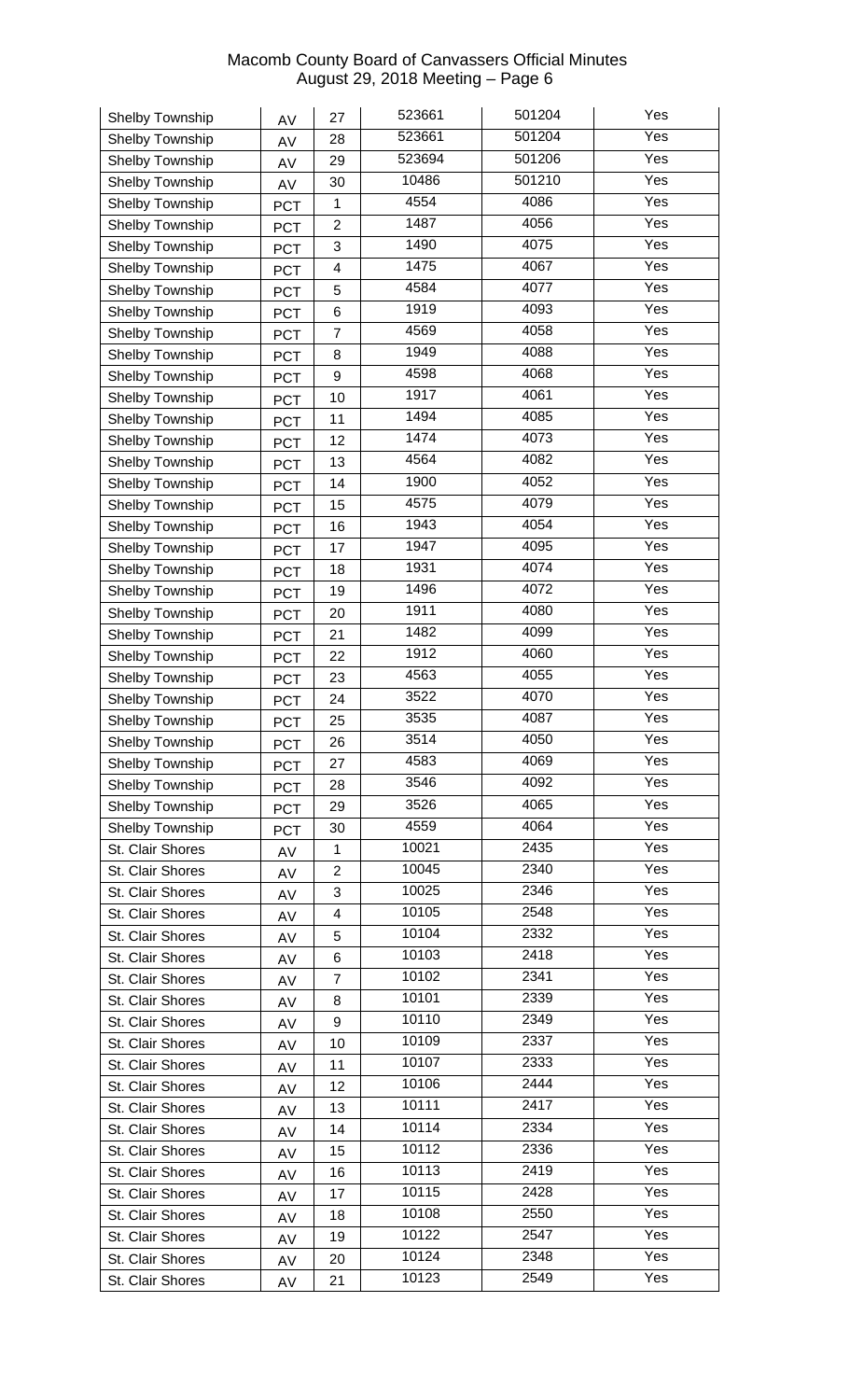| Shelby Township | AV | 27 | 523661 | 501204 | Yes |
|---|---|---|---|---|---|
| Shelby Township | AV | 28 | 523661 | 501204 | Yes |
| Shelby Township | AV | 29 | 523694 | 501206 | Yes |
| Shelby Township | AV | 30 | 10486 | 501210 | Yes |
| Shelby Township | PCT | 1 | 4554 | 4086 | Yes |
| Shelby Township | PCT | 2 | 1487 | 4056 | Yes |
| Shelby Township | PCT | 3 | 1490 | 4075 | Yes |
| Shelby Township | PCT | 4 | 1475 | 4067 | Yes |
| Shelby Township | PCT | 5 | 4584 | 4077 | Yes |
| Shelby Township | PCT | 6 | 1919 | 4093 | Yes |
| Shelby Township | PCT | 7 | 4569 | 4058 | Yes |
| Shelby Township | PCT | 8 | 1949 | 4088 | Yes |
| Shelby Township | PCT | 9 | 4598 | 4068 | Yes |
| Shelby Township | PCT | 10 | 1917 | 4061 | Yes |
| Shelby Township | PCT | 11 | 1494 | 4085 | Yes |
| Shelby Township | PCT | 12 | 1474 | 4073 | Yes |
| Shelby Township | PCT | 13 | 4564 | 4082 | Yes |
| Shelby Township | PCT | 14 | 1900 | 4052 | Yes |
| Shelby Township | PCT | 15 | 4575 | 4079 | Yes |
| Shelby Township | PCT | 16 | 1943 | 4054 | Yes |
| Shelby Township | PCT | 17 | 1947 | 4095 | Yes |
| Shelby Township | PCT | 18 | 1931 | 4074 | Yes |
| Shelby Township | PCT | 19 | 1496 | 4072 | Yes |
| Shelby Township | PCT | 20 | 1911 | 4080 | Yes |
| Shelby Township | PCT | 21 | 1482 | 4099 | Yes |
| Shelby Township | PCT | 22 | 1912 | 4060 | Yes |
| Shelby Township | PCT | 23 | 4563 | 4055 | Yes |
| Shelby Township | PCT | 24 | 3522 | 4070 | Yes |
| Shelby Township | PCT | 25 | 3535 | 4087 | Yes |
| Shelby Township | PCT | 26 | 3514 | 4050 | Yes |
| Shelby Township | PCT | 27 | 4583 | 4069 | Yes |
| Shelby Township | PCT | 28 | 3546 | 4092 | Yes |
| Shelby Township | PCT | 29 | 3526 | 4065 | Yes |
| Shelby Township | PCT | 30 | 4559 | 4064 | Yes |
| St. Clair Shores | AV | 1 | 10021 | 2435 | Yes |
| St. Clair Shores | AV | 2 | 10045 | 2340 | Yes |
| St. Clair Shores | AV | 3 | 10025 | 2346 | Yes |
| St. Clair Shores | AV | 4 | 10105 | 2548 | Yes |
| St. Clair Shores | AV | 5 | 10104 | 2332 | Yes |
| St. Clair Shores | AV | 6 | 10103 | 2418 | Yes |
| St. Clair Shores | AV | 7 | 10102 | 2341 | Yes |
| St. Clair Shores | AV | 8 | 10101 | 2339 | Yes |
| St. Clair Shores | AV | 9 | 10110 | 2349 | Yes |
| St. Clair Shores | AV | 10 | 10109 | 2337 | Yes |
| St. Clair Shores | AV | 11 | 10107 | 2333 | Yes |
| St. Clair Shores | AV | 12 | 10106 | 2444 | Yes |
| St. Clair Shores | AV | 13 | 10111 | 2417 | Yes |
| St. Clair Shores | AV | 14 | 10114 | 2334 | Yes |
| St. Clair Shores | AV | 15 | 10112 | 2336 | Yes |
| St. Clair Shores | AV | 16 | 10113 | 2419 | Yes |
| St. Clair Shores | AV | 17 | 10115 | 2428 | Yes |
| St. Clair Shores | AV | 18 | 10108 | 2550 | Yes |
| St. Clair Shores | AV | 19 | 10122 | 2547 | Yes |
| St. Clair Shores | AV | 20 | 10124 | 2348 | Yes |
| St. Clair Shores | AV | 21 | 10123 | 2549 | Yes |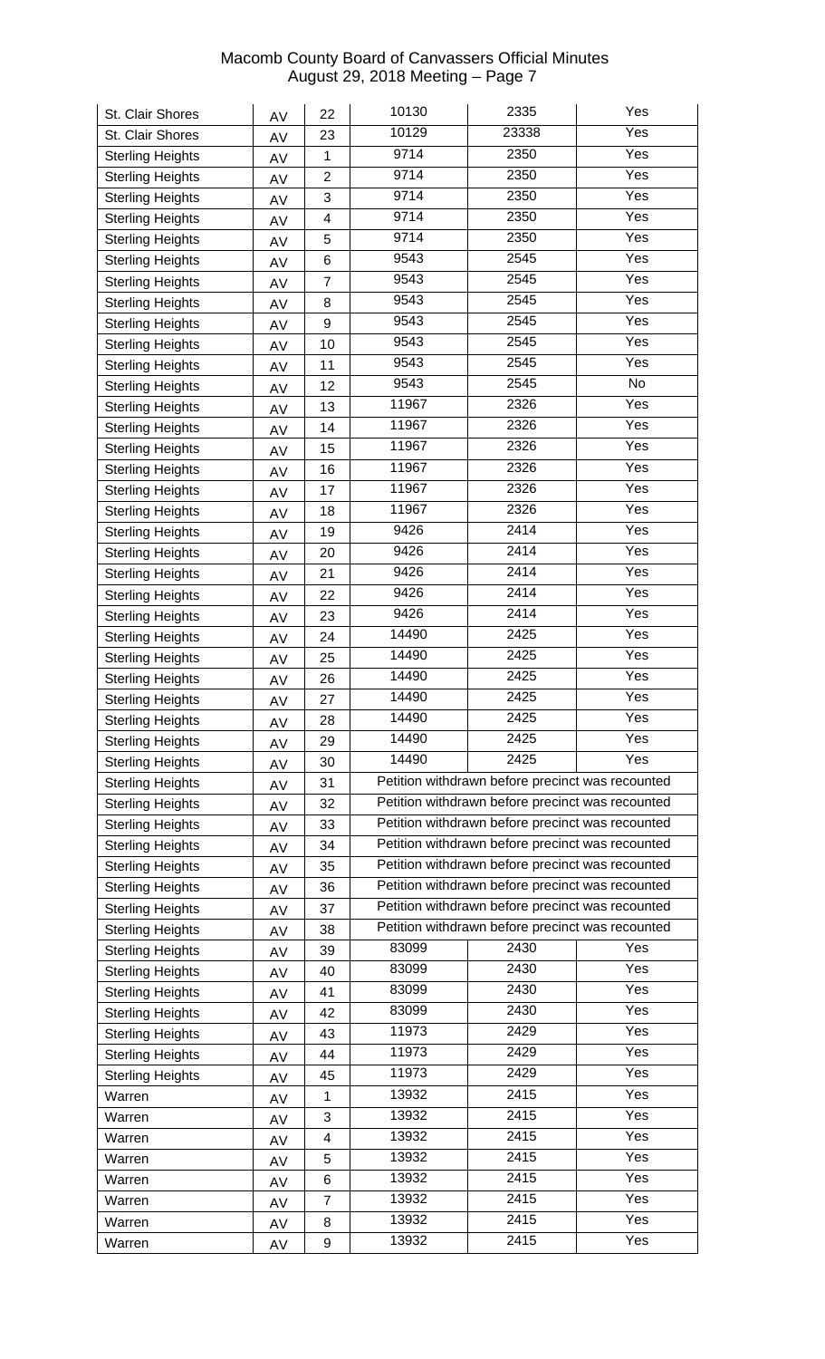| St. Clair Shores | AV | 22 | 10130 | 2335 | Yes |
|---|---|---|---|---|---|
| St. Clair Shores | AV | 23 | 10129 | 23338 | Yes |
| Sterling Heights | AV | 1 | 9714 | 2350 | Yes |
| Sterling Heights | AV | 2 | 9714 | 2350 | Yes |
| Sterling Heights | AV | 3 | 9714 | 2350 | Yes |
| Sterling Heights | AV | 4 | 9714 | 2350 | Yes |
| Sterling Heights | AV | 5 | 9714 | 2350 | Yes |
| Sterling Heights | AV | 6 | 9543 | 2545 | Yes |
| Sterling Heights | AV | 7 | 9543 | 2545 | Yes |
| Sterling Heights | AV | 8 | 9543 | 2545 | Yes |
| Sterling Heights | AV | 9 | 9543 | 2545 | Yes |
| Sterling Heights | AV | 10 | 9543 | 2545 | Yes |
| Sterling Heights | AV | 11 | 9543 | 2545 | Yes |
| Sterling Heights | AV | 12 | 9543 | 2545 | No |
| Sterling Heights | AV | 13 | 11967 | 2326 | Yes |
| Sterling Heights | AV | 14 | 11967 | 2326 | Yes |
| Sterling Heights | AV | 15 | 11967 | 2326 | Yes |
| Sterling Heights | AV | 16 | 11967 | 2326 | Yes |
| Sterling Heights | AV | 17 | 11967 | 2326 | Yes |
| Sterling Heights | AV | 18 | 11967 | 2326 | Yes |
| Sterling Heights | AV | 19 | 9426 | 2414 | Yes |
| Sterling Heights | AV | 20 | 9426 | 2414 | Yes |
| Sterling Heights | AV | 21 | 9426 | 2414 | Yes |
| Sterling Heights | AV | 22 | 9426 | 2414 | Yes |
| Sterling Heights | AV | 23 | 9426 | 2414 | Yes |
| Sterling Heights | AV | 24 | 14490 | 2425 | Yes |
| Sterling Heights | AV | 25 | 14490 | 2425 | Yes |
| Sterling Heights | AV | 26 | 14490 | 2425 | Yes |
| Sterling Heights | AV | 27 | 14490 | 2425 | Yes |
| Sterling Heights | AV | 28 | 14490 | 2425 | Yes |
| Sterling Heights | AV | 29 | 14490 | 2425 | Yes |
| Sterling Heights | AV | 30 | 14490 | 2425 | Yes |
| Sterling Heights | AV | 31 | Petition withdrawn before precinct was recounted | | |
| Sterling Heights | AV | 32 | Petition withdrawn before precinct was recounted | | |
| Sterling Heights | AV | 33 | Petition withdrawn before precinct was recounted | | |
| Sterling Heights | AV | 34 | Petition withdrawn before precinct was recounted | | |
| Sterling Heights | AV | 35 | Petition withdrawn before precinct was recounted | | |
| Sterling Heights | AV | 36 | Petition withdrawn before precinct was recounted | | |
| Sterling Heights | AV | 37 | Petition withdrawn before precinct was recounted | | |
| Sterling Heights | AV | 38 | Petition withdrawn before precinct was recounted | | |
| Sterling Heights | AV | 39 | 83099 | 2430 | Yes |
| Sterling Heights | AV | 40 | 83099 | 2430 | Yes |
| Sterling Heights | AV | 41 | 83099 | 2430 | Yes |
| Sterling Heights | AV | 42 | 83099 | 2430 | Yes |
| Sterling Heights | AV | 43 | 11973 | 2429 | Yes |
| Sterling Heights | AV | 44 | 11973 | 2429 | Yes |
| Sterling Heights | AV | 45 | 11973 | 2429 | Yes |
| Warren | AV | 1 | 13932 | 2415 | Yes |
| Warren | AV | 3 | 13932 | 2415 | Yes |
| Warren | AV | 4 | 13932 | 2415 | Yes |
| Warren | AV | 5 | 13932 | 2415 | Yes |
| Warren | AV | 6 | 13932 | 2415 | Yes |
| Warren | AV | 7 | 13932 | 2415 | Yes |
| Warren | AV | 8 | 13932 | 2415 | Yes |
| Warren | AV | 9 | 13932 | 2415 | Yes |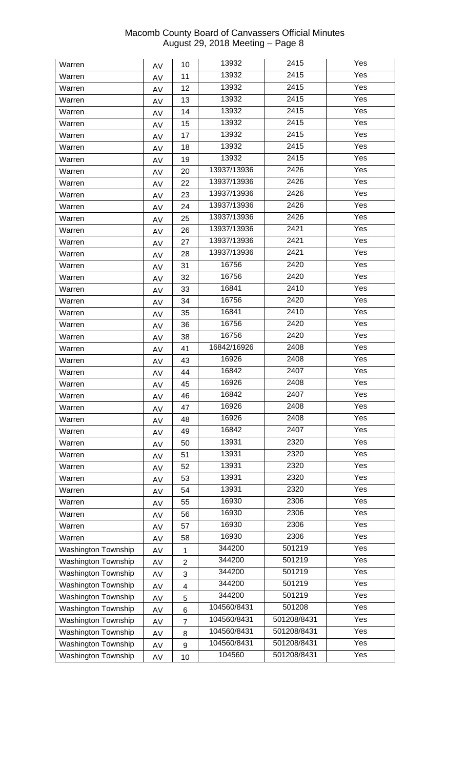| Warren | AV | 10 | 13932 | 2415 | Yes |
|---|---|---|---|---|---|
| Warren | AV | 11 | 13932 | 2415 | Yes |
| Warren | AV | 12 | 13932 | 2415 | Yes |
| Warren | AV | 13 | 13932 | 2415 | Yes |
| Warren | AV | 14 | 13932 | 2415 | Yes |
| Warren | AV | 15 | 13932 | 2415 | Yes |
| Warren | AV | 17 | 13932 | 2415 | Yes |
| Warren | AV | 18 | 13932 | 2415 | Yes |
| Warren | AV | 19 | 13932 | 2415 | Yes |
| Warren | AV | 20 | 13937/13936 | 2426 | Yes |
| Warren | AV | 22 | 13937/13936 | 2426 | Yes |
| Warren | AV | 23 | 13937/13936 | 2426 | Yes |
| Warren | AV | 24 | 13937/13936 | 2426 | Yes |
| Warren | AV | 25 | 13937/13936 | 2426 | Yes |
| Warren | AV | 26 | 13937/13936 | 2421 | Yes |
| Warren | AV | 27 | 13937/13936 | 2421 | Yes |
| Warren | AV | 28 | 13937/13936 | 2421 | Yes |
| Warren | AV | 31 | 16756 | 2420 | Yes |
| Warren | AV | 32 | 16756 | 2420 | Yes |
| Warren | AV | 33 | 16841 | 2410 | Yes |
| Warren | AV | 34 | 16756 | 2420 | Yes |
| Warren | AV | 35 | 16841 | 2410 | Yes |
| Warren | AV | 36 | 16756 | 2420 | Yes |
| Warren | AV | 38 | 16756 | 2420 | Yes |
| Warren | AV | 41 | 16842/16926 | 2408 | Yes |
| Warren | AV | 43 | 16926 | 2408 | Yes |
| Warren | AV | 44 | 16842 | 2407 | Yes |
| Warren | AV | 45 | 16926 | 2408 | Yes |
| Warren | AV | 46 | 16842 | 2407 | Yes |
| Warren | AV | 47 | 16926 | 2408 | Yes |
| Warren | AV | 48 | 16926 | 2408 | Yes |
| Warren | AV | 49 | 16842 | 2407 | Yes |
| Warren | AV | 50 | 13931 | 2320 | Yes |
| Warren | AV | 51 | 13931 | 2320 | Yes |
| Warren | AV | 52 | 13931 | 2320 | Yes |
| Warren | AV | 53 | 13931 | 2320 | Yes |
| Warren | AV | 54 | 13931 | 2320 | Yes |
| Warren | AV | 55 | 16930 | 2306 | Yes |
| Warren | AV | 56 | 16930 | 2306 | Yes |
| Warren | AV | 57 | 16930 | 2306 | Yes |
| Warren | AV | 58 | 16930 | 2306 | Yes |
| Washington Township | AV | 1 | 344200 | 501219 | Yes |
| Washington Township | AV | 2 | 344200 | 501219 | Yes |
| Washington Township | AV | 3 | 344200 | 501219 | Yes |
| Washington Township | AV | 4 | 344200 | 501219 | Yes |
| Washington Township | AV | 5 | 344200 | 501219 | Yes |
| Washington Township | AV | 6 | 104560/8431 | 501208 | Yes |
| Washington Township | AV | 7 | 104560/8431 | 501208/8431 | Yes |
| Washington Township | AV | 8 | 104560/8431 | 501208/8431 | Yes |
| Washington Township | AV | 9 | 104560/8431 | 501208/8431 | Yes |
| Washington Township | AV | 10 | 104560 | 501208/8431 | Yes |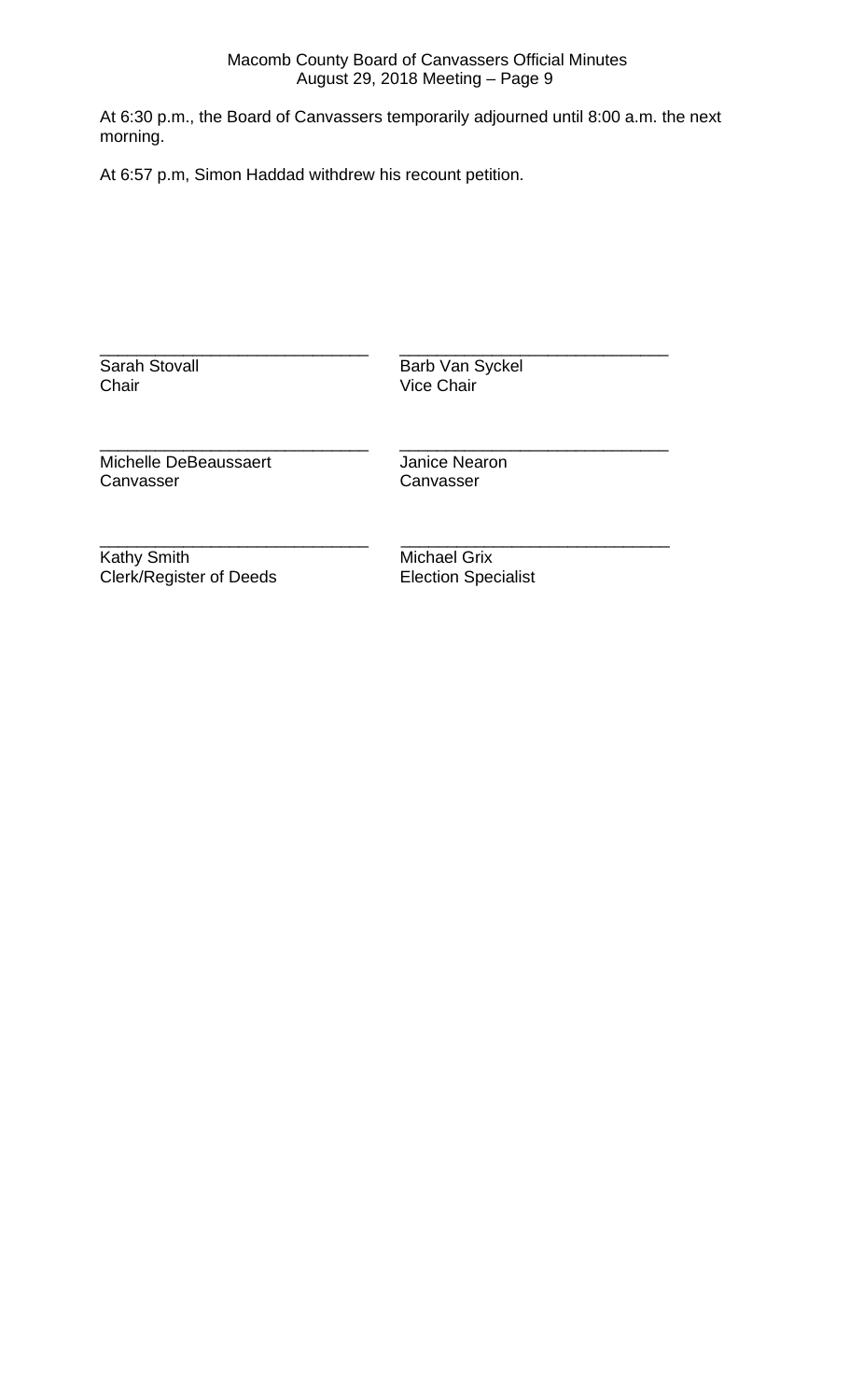At 6:30 p.m., the Board of Canvassers temporarily adjourned until 8:00 a.m. the next morning.

At 6:57 p.m, Simon Haddad withdrew his recount petition.

| | |
|---|---|
| ____________________________ | ____________________________ |
| Sarah Stovall<br>Chair | Barb Van Syckel<br>Vice Chair |
| ____________________________ | ____________________________ |
| Michelle DeBeaussaert<br>Canvasser | Janice Nearon<br>Canvasser |
| ____________________________ | ____________________________ |
| Kathy Smith<br>Clerk/Register of Deeds | Michael Grix<br>Election Specialist |